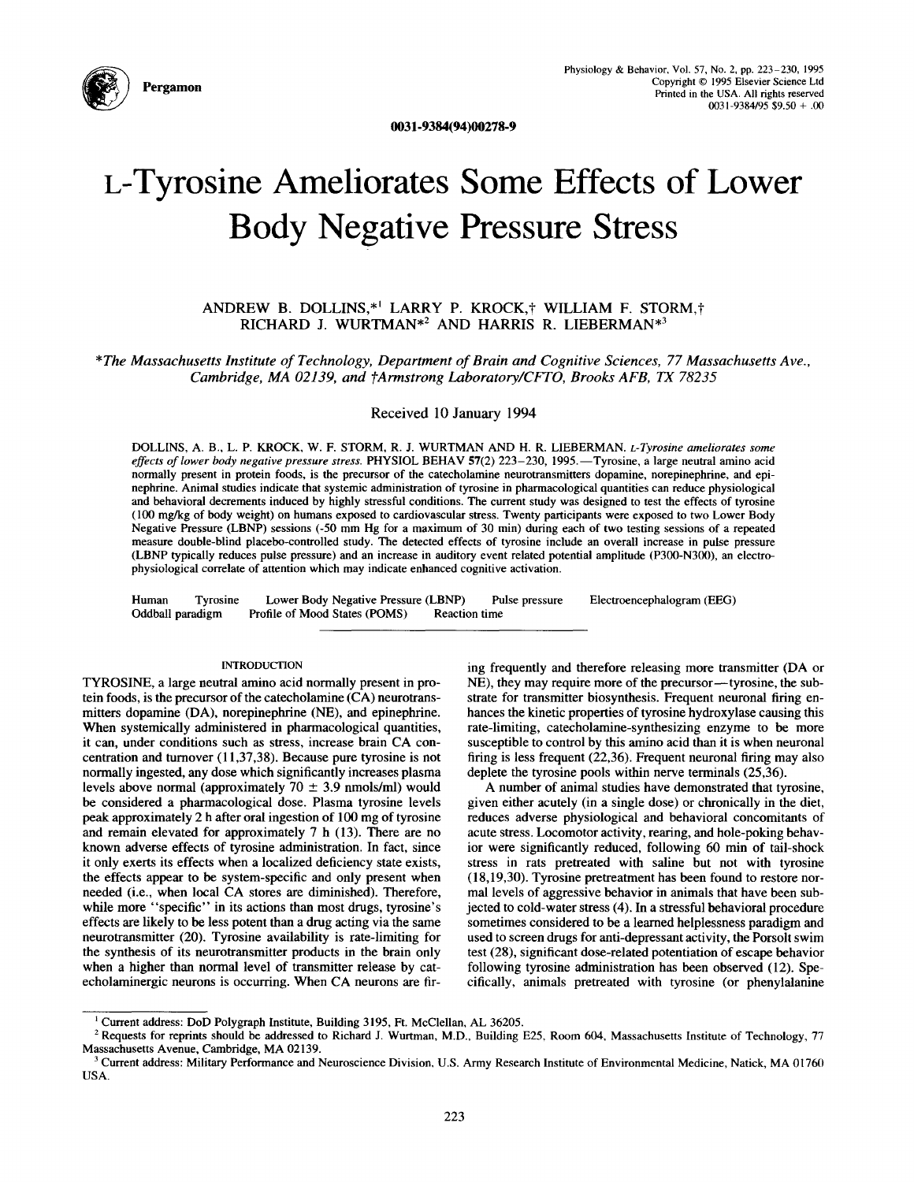0031-9384(94)00278-9

# L-Tyrosine Ameliorates Some Effects of Lower Body Negative Pressure Stress

ANDREW B. DOLLINS,*[1] LARRY P. KROCK,† WILLIAM F. STORM,† RICHARD J. WURTMAN*[2] AND HARRIS R. LIEBERMAN*[3]

*The Massachusetts Institute of Technology, Department of Brain and Cognitive Sciences, 77 Massachusetts Ave., Cambridge, MA 02139, and †Armstrong Laboratory/CFTO, Brooks AFB, TX 78235*

Received 10 January 1994

DOLLINS, A. B., L. P. KROCK, W. F. STORM, R. J. WURTMAN AND H. R. LIEBERMAN. *L-Tyrosine ameliorates some effects of lower body negative pressure stress.* PHYSIOL BEHAV 57(2) 223–230, 1995.—Tyrosine, a large neutral amino acid normally present in protein foods, is the precursor of the catecholamine neurotransmitters dopamine, norepinephrine, and epinephrine. Animal studies indicate that systemic administration of tyrosine in pharmacological quantities can reduce physiological and behavioral decrements induced by highly stressful conditions. The current study was designed to test the effects of tyrosine (100 mg/kg of body weight) on humans exposed to cardiovascular stress. Twenty participants were exposed to two Lower Body Negative Pressure (LBNP) sessions (−50 mm Hg for a maximum of 30 min) during each of two testing sessions of a repeated measure double-blind placebo-controlled study. The detected effects of tyrosine include an overall increase in pulse pressure (LBNP typically reduces pulse pressure) and an increase in auditory event related potential amplitude (P300-N300), an electrophysiological correlate of attention which may indicate enhanced cognitive activation.

Human   Tyrosine   Lower Body Negative Pressure (LBNP)   Pulse pressure   Electroencephalogram (EEG)   Oddball paradigm   Profile of Mood States (POMS)   Reaction time

## INTRODUCTION

TYROSINE, a large neutral amino acid normally present in protein foods, is the precursor of the catecholamine (CA) neurotransmitters dopamine (DA), norepinephrine (NE), and epinephrine. When systemically administered in pharmacological quantities, it can, under conditions such as stress, increase brain CA concentration and turnover (11,37,38). Because pure tyrosine is not normally ingested, any dose which significantly increases plasma levels above normal (approximately 70 ± 3.9 nmols/ml) would be considered a pharmacological dose. Plasma tyrosine levels peak approximately 2 h after oral ingestion of 100 mg of tyrosine and remain elevated for approximately 7 h (13). There are no known adverse effects of tyrosine administration. In fact, since it only exerts its effects when a localized deficiency state exists, the effects appear to be system-specific and only present when needed (i.e., when local CA stores are diminished). Therefore, while more "specific" in its actions than most drugs, tyrosine's effects are likely to be less potent than a drug acting via the same neurotransmitter (20). Tyrosine availability is rate-limiting for the synthesis of its neurotransmitter products in the brain only when a higher than normal level of transmitter release by catecholaminergic neurons is occurring. When CA neurons are firing frequently and therefore releasing more transmitter (DA or NE), they may require more of the precursor—tyrosine, the substrate for transmitter biosynthesis. Frequent neuronal firing enhances the kinetic properties of tyrosine hydroxylase causing this rate-limiting, catecholamine-synthesizing enzyme to be more susceptible to control by this amino acid than it is when neuronal firing is less frequent (22,36). Frequent neuronal firing may also deplete the tyrosine pools within nerve terminals (25,36).

A number of animal studies have demonstrated that tyrosine, given either acutely (in a single dose) or chronically in the diet, reduces adverse physiological and behavioral concomitants of acute stress. Locomotor activity, rearing, and hole-poking behavior were significantly reduced, following 60 min of tail-shock stress in rats pretreated with saline but not with tyrosine (18,19,30). Tyrosine pretreatment has been found to restore normal levels of aggressive behavior in animals that have been subjected to cold-water stress (4). In a stressful behavioral procedure sometimes considered to be a learned helplessness paradigm and used to screen drugs for anti-depressant activity, the Porsolt swim test (28), significant dose-related potentiation of escape behavior following tyrosine administration has been observed (12). Specifically, animals pretreated with tyrosine (or phenylalanine

---

[1] Current address: DoD Polygraph Institute, Building 3195, Ft. McClellan, AL 36205.

[2] Requests for reprints should be addressed to Richard J. Wurtman, M.D., Building E25, Room 604, Massachusetts Institute of Technology, 77 Massachusetts Avenue, Cambridge, MA 02139.

[3] Current address: Military Performance and Neuroscience Division, U.S. Army Research Institute of Environmental Medicine, Natick, MA 01760 USA.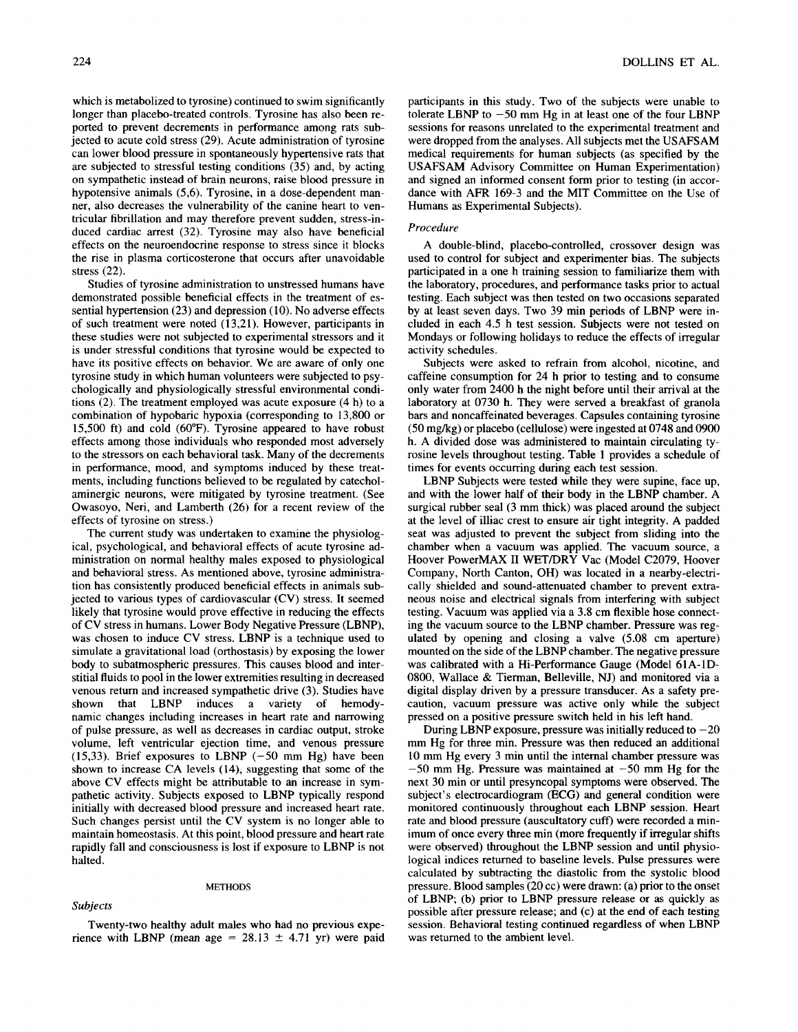which is metabolized to tyrosine) continued to swim significantly longer than placebo-treated controls. Tyrosine has also been reported to prevent decrements in performance among rats subjected to acute cold stress (29). Acute administration of tyrosine can lower blood pressure in spontaneously hypertensive rats that are subjected to stressful testing conditions (35) and, by acting on sympathetic instead of brain neurons, raise blood pressure in hypotensive animals (5,6). Tyrosine, in a dose-dependent manner, also decreases the vulnerability of the canine heart to ventricular fibrillation and may therefore prevent sudden, stress-induced cardiac arrest (32). Tyrosine may also have beneficial effects on the neuroendocrine response to stress since it blocks the rise in plasma corticosterone that occurs after unavoidable stress (22).

Studies of tyrosine administration to unstressed humans have demonstrated possible beneficial effects in the treatment of essential hypertension (23) and depression (10). No adverse effects of such treatment were noted (13,21). However, participants in these studies were not subjected to experimental stressors and it is under stressful conditions that tyrosine would be expected to have its positive effects on behavior. We are aware of only one tyrosine study in which human volunteers were subjected to psychologically and physiologically stressful environmental conditions (2). The treatment employed was acute exposure (4 h) to a combination of hypobaric hypoxia (corresponding to 13,800 or 15,500 ft) and cold (60°F). Tyrosine appeared to have robust effects among those individuals who responded most adversely to the stressors on each behavioral task. Many of the decrements in performance, mood, and symptoms induced by these treatments, including functions believed to be regulated by catecholaminergic neurons, were mitigated by tyrosine treatment. (See Owasoyo, Neri, and Lamberth (26) for a recent review of the effects of tyrosine on stress.)

The current study was undertaken to examine the physiological, psychological, and behavioral effects of acute tyrosine administration on normal healthy males exposed to physiological and behavioral stress. As mentioned above, tyrosine administration has consistently produced beneficial effects in animals subjected to various types of cardiovascular (CV) stress. It seemed likely that tyrosine would prove effective in reducing the effects of CV stress in humans. Lower Body Negative Pressure (LBNP), was chosen to induce CV stress. LBNP is a technique used to simulate a gravitational load (orthostasis) by exposing the lower body to subatmospheric pressures. This causes blood and interstitial fluids to pool in the lower extremities resulting in decreased venous return and increased sympathetic drive (3). Studies have shown that LBNP induces a variety of hemodynamic changes including increases in heart rate and narrowing of pulse pressure, as well as decreases in cardiac output, stroke volume, left ventricular ejection time, and venous pressure (15,33). Brief exposures to LBNP (−50 mm Hg) have been shown to increase CA levels (14), suggesting that some of the above CV effects might be attributable to an increase in sympathetic activity. Subjects exposed to LBNP typically respond initially with decreased blood pressure and increased heart rate. Such changes persist until the CV system is no longer able to maintain homeostasis. At this point, blood pressure and heart rate rapidly fall and consciousness is lost if exposure to LBNP is not halted.

## METHODS

### *Subjects*

Twenty-two healthy adult males who had no previous experience with LBNP (mean age = 28.13 ± 4.71 yr) were paid participants in this study. Two of the subjects were unable to tolerate LBNP to −50 mm Hg in at least one of the four LBNP sessions for reasons unrelated to the experimental treatment and were dropped from the analyses. All subjects met the USAFSAM medical requirements for human subjects (as specified by the USAFSAM Advisory Committee on Human Experimentation) and signed an informed consent form prior to testing (in accordance with AFR 169-3 and the MIT Committee on the Use of Humans as Experimental Subjects).

### *Procedure*

A double-blind, placebo-controlled, crossover design was used to control for subject and experimenter bias. The subjects participated in a one h training session to familiarize them with the laboratory, procedures, and performance tasks prior to actual testing. Each subject was then tested on two occasions separated by at least seven days. Two 39 min periods of LBNP were included in each 4.5 h test session. Subjects were not tested on Mondays or following holidays to reduce the effects of irregular activity schedules.

Subjects were asked to refrain from alcohol, nicotine, and caffeine consumption for 24 h prior to testing and to consume only water from 2400 h the night before until their arrival at the laboratory at 0730 h. They were served a breakfast of granola bars and noncaffeinated beverages. Capsules containing tyrosine (50 mg/kg) or placebo (cellulose) were ingested at 0748 and 0900 h. A divided dose was administered to maintain circulating tyrosine levels throughout testing. Table 1 provides a schedule of times for events occurring during each test session.

LBNP Subjects were tested while they were supine, face up, and with the lower half of their body in the LBNP chamber. A surgical rubber seal (3 mm thick) was placed around the subject at the level of illiac crest to ensure air tight integrity. A padded seat was adjusted to prevent the subject from sliding into the chamber when a vacuum was applied. The vacuum source, a Hoover PowerMAX II WET/DRY Vac (Model C2079, Hoover Company, North Canton, OH) was located in a nearby-electrically shielded and sound-attenuated chamber to prevent extraneous noise and electrical signals from interfering with subject testing. Vacuum was applied via a 3.8 cm flexible hose connecting the vacuum source to the LBNP chamber. Pressure was regulated by opening and closing a valve (5.08 cm aperture) mounted on the side of the LBNP chamber. The negative pressure was calibrated with a Hi-Performance Gauge (Model 61A-1D-0800, Wallace & Tierman, Belleville, NJ) and monitored via a digital display driven by a pressure transducer. As a safety precaution, vacuum pressure was active only while the subject pressed on a positive pressure switch held in his left hand.

During LBNP exposure, pressure was initially reduced to −20 mm Hg for three min. Pressure was then reduced an additional 10 mm Hg every 3 min until the internal chamber pressure was −50 mm Hg. Pressure was maintained at −50 mm Hg for the next 30 min or until presyncopal symptoms were observed. The subject's electrocardiogram (ECG) and general condition were monitored continuously throughout each LBNP session. Heart rate and blood pressure (auscultatory cuff) were recorded a minimum of once every three min (more frequently if irregular shifts were observed) throughout the LBNP session and until physiological indices returned to baseline levels. Pulse pressures were calculated by subtracting the diastolic from the systolic blood pressure. Blood samples (20 cc) were drawn: (a) prior to the onset of LBNP; (b) prior to LBNP pressure release or as quickly as possible after pressure release; and (c) at the end of each testing session. Behavioral testing continued regardless of when LBNP was returned to the ambient level.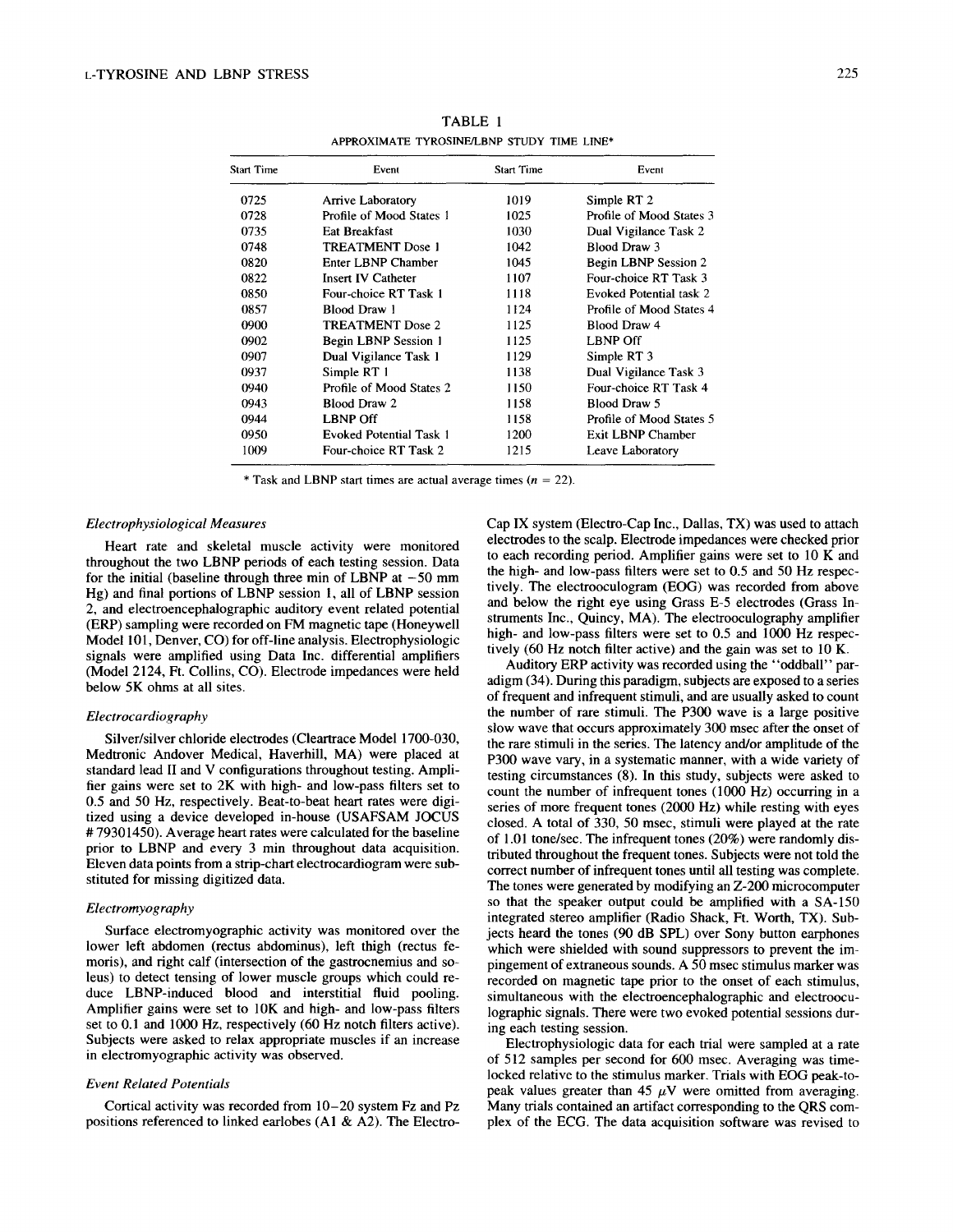TABLE 1

APPROXIMATE TYROSINE/LBNP STUDY TIME LINE*

| Start Time | Event | Start Time | Event |
|---|---|---|---|
| 0725 | Arrive Laboratory | 1019 | Simple RT 2 |
| 0728 | Profile of Mood States 1 | 1025 | Profile of Mood States 3 |
| 0735 | Eat Breakfast | 1030 | Dual Vigilance Task 2 |
| 0748 | TREATMENT Dose 1 | 1042 | Blood Draw 3 |
| 0820 | Enter LBNP Chamber | 1045 | Begin LBNP Session 2 |
| 0822 | Insert IV Catheter | 1107 | Four-choice RT Task 3 |
| 0850 | Four-choice RT Task 1 | 1118 | Evoked Potential task 2 |
| 0857 | Blood Draw 1 | 1124 | Profile of Mood States 4 |
| 0900 | TREATMENT Dose 2 | 1125 | Blood Draw 4 |
| 0902 | Begin LBNP Session 1 | 1125 | LBNP Off |
| 0907 | Dual Vigilance Task 1 | 1129 | Simple RT 3 |
| 0937 | Simple RT 1 | 1138 | Dual Vigilance Task 3 |
| 0940 | Profile of Mood States 2 | 1150 | Four-choice RT Task 4 |
| 0943 | Blood Draw 2 | 1158 | Blood Draw 5 |
| 0944 | LBNP Off | 1158 | Profile of Mood States 5 |
| 0950 | Evoked Potential Task 1 | 1200 | Exit LBNP Chamber |
| 1009 | Four-choice RT Task 2 | 1215 | Leave Laboratory |

\* Task and LBNP start times are actual average times ($n$ = 22).

### *Electrophysiological Measures*

Heart rate and skeletal muscle activity were monitored throughout the two LBNP periods of each testing session. Data for the initial (baseline through three min of LBNP at −50 mm Hg) and final portions of LBNP session 1, all of LBNP session 2, and electroencephalographic auditory event related potential (ERP) sampling were recorded on FM magnetic tape (Honeywell Model 101, Denver, CO) for off-line analysis. Electrophysiologic signals were amplified using Data Inc. differential amplifiers (Model 2124, Ft. Collins, CO). Electrode impedances were held below 5K ohms at all sites.

### *Electrocardiography*

Silver/silver chloride electrodes (Cleartrace Model 1700-030, Medtronic Andover Medical, Haverhill, MA) were placed at standard lead II and V configurations throughout testing. Amplifier gains were set to 2K with high- and low-pass filters set to 0.5 and 50 Hz, respectively. Beat-to-beat heart rates were digitized using a device developed in-house (USAFSAM JOCUS # 79301450). Average heart rates were calculated for the baseline prior to LBNP and every 3 min throughout data acquisition. Eleven data points from a strip-chart electrocardiogram were substituted for missing digitized data.

### *Electromyography*

Surface electromyographic activity was monitored over the lower left abdomen (rectus abdominus), left thigh (rectus femoris), and right calf (intersection of the gastrocnemius and soleus) to detect tensing of lower muscle groups which could reduce LBNP-induced blood and interstitial fluid pooling. Amplifier gains were set to 10K and high- and low-pass filters set to 0.1 and 1000 Hz, respectively (60 Hz notch filters active). Subjects were asked to relax appropriate muscles if an increase in electromyographic activity was observed.

### *Event Related Potentials*

Cortical activity was recorded from 10–20 system Fz and Pz positions referenced to linked earlobes (A1 & A2). The Electro-Cap IX system (Electro-Cap Inc., Dallas, TX) was used to attach electrodes to the scalp. Electrode impedances were checked prior to each recording period. Amplifier gains were set to 10 K and the high- and low-pass filters were set to 0.5 and 50 Hz respectively. The electrooculogram (EOG) was recorded from above and below the right eye using Grass E-5 electrodes (Grass Instruments Inc., Quincy, MA). The electrooculography amplifier high- and low-pass filters were set to 0.5 and 1000 Hz respectively (60 Hz notch filter active) and the gain was set to 10 K.

Auditory ERP activity was recorded using the "oddball" paradigm (34). During this paradigm, subjects are exposed to a series of frequent and infrequent stimuli, and are usually asked to count the number of rare stimuli. The P300 wave is a large positive slow wave that occurs approximately 300 msec after the onset of the rare stimuli in the series. The latency and/or amplitude of the P300 wave vary, in a systematic manner, with a wide variety of testing circumstances (8). In this study, subjects were asked to count the number of infrequent tones (1000 Hz) occurring in a series of more frequent tones (2000 Hz) while resting with eyes closed. A total of 330, 50 msec, stimuli were played at the rate of 1.01 tone/sec. The infrequent tones (20%) were randomly distributed throughout the frequent tones. Subjects were not told the correct number of infrequent tones until all testing was complete. The tones were generated by modifying an Z-200 microcomputer so that the speaker output could be amplified with a SA-150 integrated stereo amplifier (Radio Shack, Ft. Worth, TX). Subjects heard the tones (90 dB SPL) over Sony button earphones which were shielded with sound suppressors to prevent the impingement of extraneous sounds. A 50 msec stimulus marker was recorded on magnetic tape prior to the onset of each stimulus, simultaneous with the electroencephalographic and electrooculographic signals. There were two evoked potential sessions during each testing session.

Electrophysiologic data for each trial were sampled at a rate of 512 samples per second for 600 msec. Averaging was time-locked relative to the stimulus marker. Trials with EOG peak-to-peak values greater than 45 $\mu$V were omitted from averaging. Many trials contained an artifact corresponding to the QRS complex of the ECG. The data acquisition software was revised to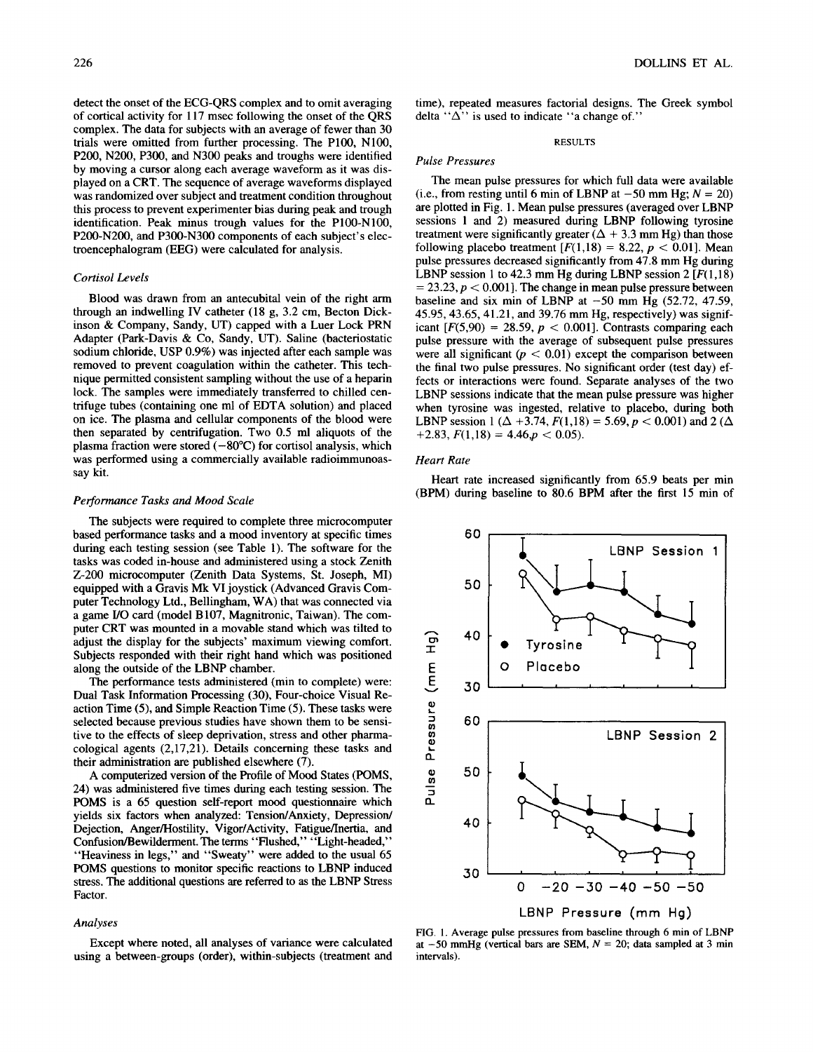detect the onset of the ECG-QRS complex and to omit averaging of cortical activity for 117 msec following the onset of the QRS complex. The data for subjects with an average of fewer than 30 trials were omitted from further processing. The P100, N100, P200, N200, P300, and N300 peaks and troughs were identified by moving a cursor along each average waveform as it was displayed on a CRT. The sequence of average waveforms displayed was randomized over subject and treatment condition throughout this process to prevent experimenter bias during peak and trough identification. Peak minus trough values for the P100-N100, P200-N200, and P300-N300 components of each subject's electroencephalogram (EEG) were calculated for analysis.

### *Cortisol Levels*

Blood was drawn from an antecubital vein of the right arm through an indwelling IV catheter (18 g, 3.2 cm, Becton Dickinson & Company, Sandy, UT) capped with a Luer Lock PRN Adapter (Park-Davis & Co, Sandy, UT). Saline (bacteriostatic sodium chloride, USP 0.9%) was injected after each sample was removed to prevent coagulation within the catheter. This technique permitted consistent sampling without the use of a heparin lock. The samples were immediately transferred to chilled centrifuge tubes (containing one ml of EDTA solution) and placed on ice. The plasma and cellular components of the blood were then separated by centrifugation. Two 0.5 ml aliquots of the plasma fraction were stored (−80°C) for cortisol analysis, which was performed using a commercially available radioimmunoassay kit.

### *Performance Tasks and Mood Scale*

The subjects were required to complete three microcomputer based performance tasks and a mood inventory at specific times during each testing session (see Table 1). The software for the tasks was coded in-house and administered using a stock Zenith Z-200 microcomputer (Zenith Data Systems, St. Joseph, MI) equipped with a Gravis Mk VI joystick (Advanced Gravis Computer Technology Ltd., Bellingham, WA) that was connected via a game I/O card (model B107, Magnitronic, Taiwan). The computer CRT was mounted in a movable stand which was tilted to adjust the display for the subjects' maximum viewing comfort. Subjects responded with their right hand which was positioned along the outside of the LBNP chamber.

The performance tests administered (min to complete) were: Dual Task Information Processing (30), Four-choice Visual Reaction Time (5), and Simple Reaction Time (5). These tasks were selected because previous studies have shown them to be sensitive to the effects of sleep deprivation, stress and other pharmacological agents (2,17,21). Details concerning these tasks and their administration are published elsewhere (7).

A computerized version of the Profile of Mood States (POMS, 24) was administered five times during each testing session. The POMS is a 65 question self-report mood questionnaire which yields six factors when analyzed: Tension/Anxiety, Depression/Dejection, Anger/Hostility, Vigor/Activity, Fatigue/Inertia, and Confusion/Bewilderment. The terms "Flushed," "Light-headed," "Heaviness in legs," and "Sweaty" were added to the usual 65 POMS questions to monitor specific reactions to LBNP induced stress. The additional questions are referred to as the LBNP Stress Factor.

### *Analyses*

Except where noted, all analyses of variance were calculated using a between-groups (order), within-subjects (treatment and time), repeated measures factorial designs. The Greek symbol delta "Δ" is used to indicate "a change of."

## RESULTS

### *Pulse Pressures*

The mean pulse pressures for which full data were available (i.e., from resting until 6 min of LBNP at −50 mm Hg; $N = 20$) are plotted in Fig. 1. Mean pulse pressures (averaged over LBNP sessions 1 and 2) measured during LBNP following tyrosine treatment were significantly greater (Δ + 3.3 mm Hg) than those following placebo treatment [$F(1,18) = 8.22$, $p < 0.01$]. Mean pulse pressures decreased significantly from 47.8 mm Hg during LBNP session 1 to 42.3 mm Hg during LBNP session 2 [$F(1,18) = 23.23$, $p < 0.001$]. The change in mean pulse pressure between baseline and six min of LBNP at −50 mm Hg (52.72, 47.59, 45.95, 43.65, 41.21, and 39.76 mm Hg, respectively) was significant [$F(5,90) = 28.59$, $p < 0.001$]. Contrasts comparing each pulse pressure with the average of subsequent pulse pressures were all significant ($p < 0.01$) except the comparison between the final two pulse pressures. No significant order (test day) effects or interactions were found. Separate analyses of the two LBNP sessions indicate that the mean pulse pressure was higher when tyrosine was ingested, relative to placebo, during both LBNP session 1 (Δ +3.74, $F(1,18) = 5.69$, $p < 0.001$) and 2 (Δ +2.83, $F(1,18) = 4.46$, $p < 0.05$).

### *Heart Rate*

Heart rate increased significantly from 65.9 beats per min (BPM) during baseline to 80.6 BPM after the first 15 min of

FIG. 1. Average pulse pressures from baseline through 6 min of LBNP at −50 mmHg (vertical bars are SEM, $N = 20$; data sampled at 3 min intervals).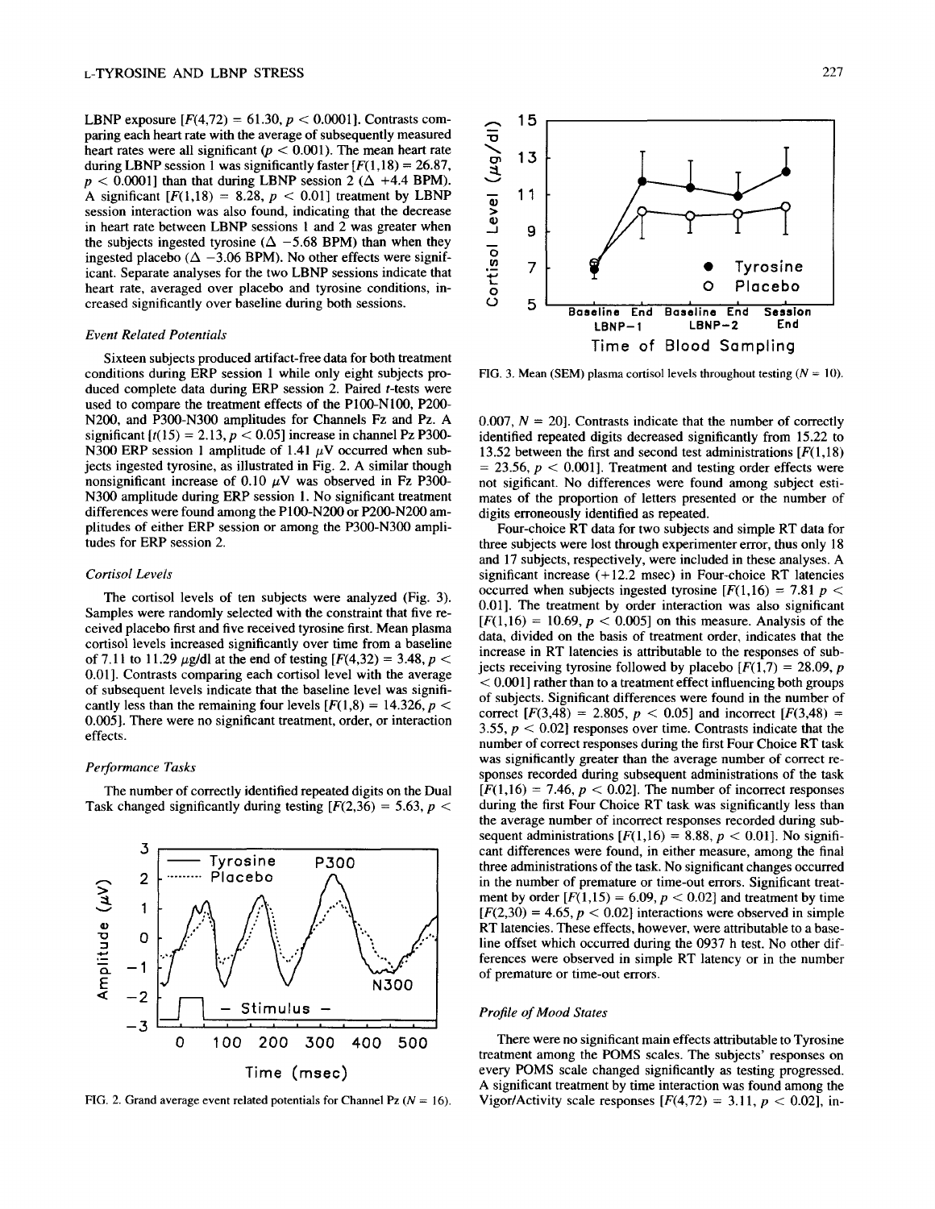LBNP exposure [$F(4,72) = 61.30, p < 0.0001$]. Contrasts comparing each heart rate with the average of subsequently measured heart rates were all significant ($p < 0.001$). The mean heart rate during LBNP session 1 was significantly faster [$F(1,18) = 26.87, p < 0.0001$] than that during LBNP session 2 ($\Delta$ +4.4 BPM). A significant [$F(1,18) = 8.28, p < 0.01$] treatment by LBNP session interaction was also found, indicating that the decrease in heart rate between LBNP sessions 1 and 2 was greater when the subjects ingested tyrosine ($\Delta$ −5.68 BPM) than when they ingested placebo ($\Delta$ −3.06 BPM). No other effects were significant. Separate analyses for the two LBNP sessions indicate that heart rate, averaged over placebo and tyrosine conditions, increased significantly over baseline during both sessions.

### *Event Related Potentials*

Sixteen subjects produced artifact-free data for both treatment conditions during ERP session 1 while only eight subjects produced complete data during ERP session 2. Paired *t*-tests were used to compare the treatment effects of the P100-N100, P200-N200, and P300-N300 amplitudes for Channels Fz and Pz. A significant [$t(15) = 2.13, p < 0.05$] increase in channel Pz P300-N300 ERP session 1 amplitude of 1.41 $\mu$V occurred when subjects ingested tyrosine, as illustrated in Fig. 2. A similar though nonsignificant increase of 0.10 $\mu$V was observed in Fz P300-N300 amplitude during ERP session 1. No significant treatment differences were found among the P100-N200 or P200-N200 amplitudes of either ERP session or among the P300-N300 amplitudes for ERP session 2.

### *Cortisol Levels*

The cortisol levels of ten subjects were analyzed (Fig. 3). Samples were randomly selected with the constraint that five received placebo first and five received tyrosine first. Mean plasma cortisol levels increased significantly over time from a baseline of 7.11 to 11.29 $\mu$g/dl at the end of testing [$F(4,32) = 3.48, p < 0.01$]. Contrasts comparing each cortisol level with the average of subsequent levels indicate that the baseline level was significantly less than the remaining four levels [$F(1,8) = 14.326, p < 0.005$]. There were no significant treatment, order, or interaction effects.

### *Performance Tasks*

The number of correctly identified repeated digits on the Dual Task changed significantly during testing [$F(2,36) = 5.63, p < 0.007, N = 20$]. Contrasts indicate that the number of correctly identified repeated digits decreased significantly from 15.22 to 13.52 between the first and second test administrations [$F(1,18) = 23.56, p < 0.001$]. Treatment and testing order effects were not significant. No differences were found among subject estimates of the proportion of letters presented or the number of digits erroneously identified as repeated.

FIG. 2. Grand average event related potentials for Channel Pz ($N$ = 16).

FIG. 3. Mean (SEM) plasma cortisol levels throughout testing ($N$ = 10).

Four-choice RT data for two subjects and simple RT data for three subjects were lost through experimenter error, thus only 18 and 17 subjects, respectively, were included in these analyses. A significant increase (+12.2 msec) in Four-choice RT latencies occurred when subjects ingested tyrosine [$F(1,16) = 7.81$ $p < 0.01$]. The treatment by order interaction was also significant [$F(1,16) = 10.69, p < 0.005$] on this measure. Analysis of the data, divided on the basis of treatment order, indicates that the increase in RT latencies is attributable to the responses of subjects receiving tyrosine followed by placebo [$F(1,7) = 28.09, p < 0.001$] rather than to a treatment effect influencing both groups of subjects. Significant differences were found in the number of correct [$F(3,48) = 2.805, p < 0.05$] and incorrect [$F(3,48) = 3.55, p < 0.02$] responses over time. Contrasts indicate that the number of correct responses during the first Four Choice RT task was significantly greater than the average number of correct responses recorded during subsequent administrations of the task [$F(1,16) = 7.46, p < 0.02$]. The number of incorrect responses during the first Four Choice RT task was significantly less than the average number of incorrect responses recorded during subsequent administrations [$F(1,16) = 8.88, p < 0.01$]. No significant differences were found, in either measure, among the final three administrations of the task. No significant changes occurred in the number of premature or time-out errors. Significant treatment by order [$F(1,15) = 6.09, p < 0.02$] and treatment by time [$F(2,30) = 4.65, p < 0.02$] interactions were observed in simple RT latencies. These effects, however, were attributable to a baseline offset which occurred during the 0937 h test. No other differences were observed in simple RT latency or in the number of premature or time-out errors.

### *Profile of Mood States*

There were no significant main effects attributable to Tyrosine treatment among the POMS scales. The subjects' responses on every POMS scale changed significantly as testing progressed. A significant treatment by time interaction was found among the Vigor/Activity scale responses [$F(4,72) = 3.11, p < 0.02$], in-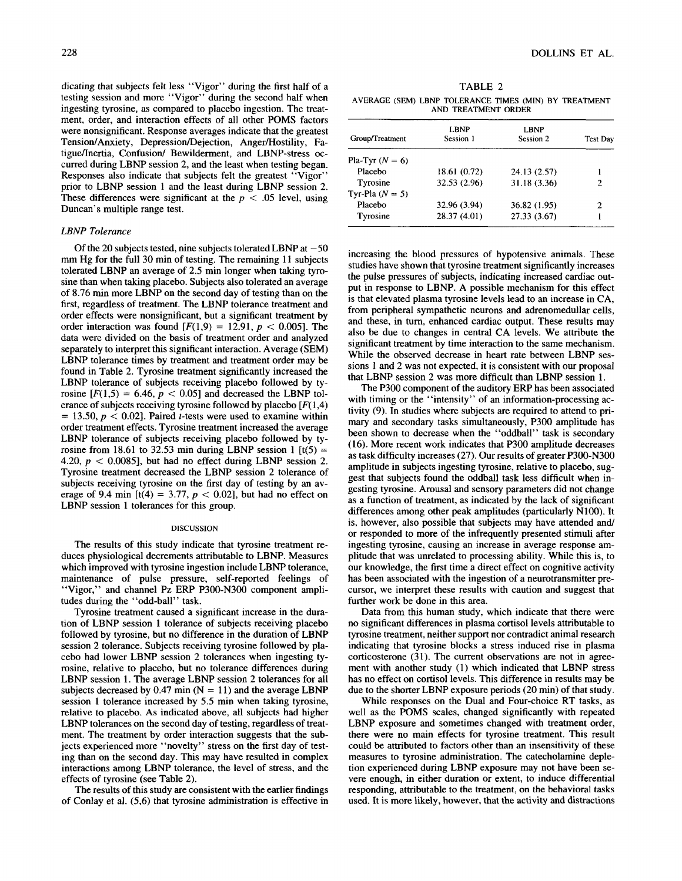dicating that subjects felt less "Vigor" during the first half of a testing session and more "Vigor" during the second half when ingesting tyrosine, as compared to placebo ingestion. The treatment, order, and interaction effects of all other POMS factors were nonsignificant. Response averages indicate that the greatest Tension/Anxiety, Depression/Dejection, Anger/Hostility, Fatigue/Inertia, Confusion/ Bewilderment, and LBNP-stress occurred during LBNP session 2, and the least when testing began. Responses also indicate that subjects felt the greatest "Vigor" prior to LBNP session 1 and the least during LBNP session 2. These differences were significant at the $p < .05$ level, using Duncan's multiple range test.

### *LBNP Tolerance*

Of the 20 subjects tested, nine subjects tolerated LBNP at −50 mm Hg for the full 30 min of testing. The remaining 11 subjects tolerated LBNP an average of 2.5 min longer when taking tyrosine than when taking placebo. Subjects also tolerated an average of 8.76 min more LBNP on the second day of testing than on the first, regardless of treatment. The LBNP tolerance treatment and order effects were nonsignificant, but a significant treatment by order interaction was found [$F(1,9) = 12.91$, $p < 0.005$]. The data were divided on the basis of treatment order and analyzed separately to interpret this significant interaction. Average (SEM) LBNP tolerance times by treatment and treatment order may be found in Table 2. Tyrosine treatment significantly increased the LBNP tolerance of subjects receiving placebo followed by tyrosine [$F(1,5) = 6.46$, $p < 0.05$] and decreased the LBNP tolerance of subjects receiving tyrosine followed by placebo [$F(1,4) = 13.50$, $p < 0.02$]. Paired *t*-tests were used to examine within order treatment effects. Tyrosine treatment increased the average LBNP tolerance of subjects receiving placebo followed by tyrosine from 18.61 to 32.53 min during LBNP session 1 [$t(5) = 4.20$, $p < 0.0085$], but had no effect during LBNP session 2. Tyrosine treatment decreased the LBNP session 2 tolerance of subjects receiving tyrosine on the first day of testing by an average of 9.4 min [$t(4) = 3.77$, $p < 0.02$], but had no effect on LBNP session 1 tolerances for this group.

TABLE 2

AVERAGE (SEM) LBNP TOLERANCE TIMES (MIN) BY TREATMENT AND TREATMENT ORDER

| Group/Treatment | LBNP Session 1 | LBNP Session 2 | Test Day |
|---|---|---|---|
| Pla-Tyr ($N = 6$) | | | |
| Placebo | 18.61 (0.72) | 24.13 (2.57) | 1 |
| Tyrosine | 32.53 (2.96) | 31.18 (3.36) | 2 |
| Tyr-Pla ($N = 5$) | | | |
| Placebo | 32.96 (3.94) | 36.82 (1.95) | 2 |
| Tyrosine | 28.37 (4.01) | 27.33 (3.67) | 1 |

## DISCUSSION

The results of this study indicate that tyrosine treatment reduces physiological decrements attributable to LBNP. Measures which improved with tyrosine ingestion include LBNP tolerance, maintenance of pulse pressure, self-reported feelings of "Vigor," and channel Pz ERP P300-N300 component amplitudes during the "odd-ball" task.

Tyrosine treatment caused a significant increase in the duration of LBNP session 1 tolerance of subjects receiving placebo followed by tyrosine, but no difference in the duration of LBNP session 2 tolerance. Subjects receiving tyrosine followed by placebo had lower LBNP session 2 tolerances when ingesting tyrosine, relative to placebo, but no tolerance differences during LBNP session 1. The average LBNP session 2 tolerances for all subjects decreased by 0.47 min ($N = 11$) and the average LBNP session 1 tolerance increased by 5.5 min when taking tyrosine, relative to placebo. As indicated above, all subjects had higher LBNP tolerances on the second day of testing, regardless of treatment. The treatment by order interaction suggests that the subjects experienced more "novelty" stress on the first day of testing than on the second day. This may have resulted in complex interactions among LBNP tolerance, the level of stress, and the effects of tyrosine (see Table 2).

The results of this study are consistent with the earlier findings of Conlay et al. (5,6) that tyrosine administration is effective in increasing the blood pressures of hypotensive animals. These studies have shown that tyrosine treatment significantly increases the pulse pressures of subjects, indicating increased cardiac output in response to LBNP. A possible mechanism for this effect is that elevated plasma tyrosine levels lead to an increase in CA, from peripheral sympathetic neurons and adrenomedullar cells, and these, in turn, enhanced cardiac output. These results may also be due to changes in central CA levels. We attribute the significant treatment by time interaction to the same mechanism. While the observed decrease in heart rate between LBNP sessions 1 and 2 was not expected, it is consistent with our proposal that LBNP session 2 was more difficult than LBNP session 1.

The P300 component of the auditory ERP has been associated with timing or the "intensity" of an information-processing activity (9). In studies where subjects are required to attend to primary and secondary tasks simultaneously, P300 amplitude has been shown to decrease when the "oddball" task is secondary (16). More recent work indicates that P300 amplitude decreases as task difficulty increases (27). Our results of greater P300-N300 amplitude in subjects ingesting tyrosine, relative to placebo, suggest that subjects found the oddball task less difficult when ingesting tyrosine. Arousal and sensory parameters did not change as a function of treatment, as indicated by the lack of significant differences among other peak amplitudes (particularly N100). It is, however, also possible that subjects may have attended and/or responded to more of the infrequently presented stimuli after ingesting tyrosine, causing an increase in average response amplitude that was unrelated to processing ability. While this is, to our knowledge, the first time a direct effect on cognitive activity has been associated with the ingestion of a neurotransmitter precursor, we interpret these results with caution and suggest that further work be done in this area.

Data from this human study, which indicate that there were no significant differences in plasma cortisol levels attributable to tyrosine treatment, neither support nor contradict animal research indicating that tyrosine blocks a stress induced rise in plasma corticosterone (31). The current observations are not in agreement with another study (1) which indicated that LBNP stress has no effect on cortisol levels. This difference in results may be due to the shorter LBNP exposure periods (20 min) of that study.

While responses on the Dual and Four-choice RT tasks, as well as the POMS scales, changed significantly with repeated LBNP exposure and sometimes changed with treatment order, there were no main effects for tyrosine treatment. This result could be attributed to factors other than an insensitivity of these measures to tyrosine administration. The catecholamine depletion experienced during LBNP exposure may not have been severe enough, in either duration or extent, to induce differential responding, attributable to the treatment, on the behavioral tasks used. It is more likely, however, that the activity and distractions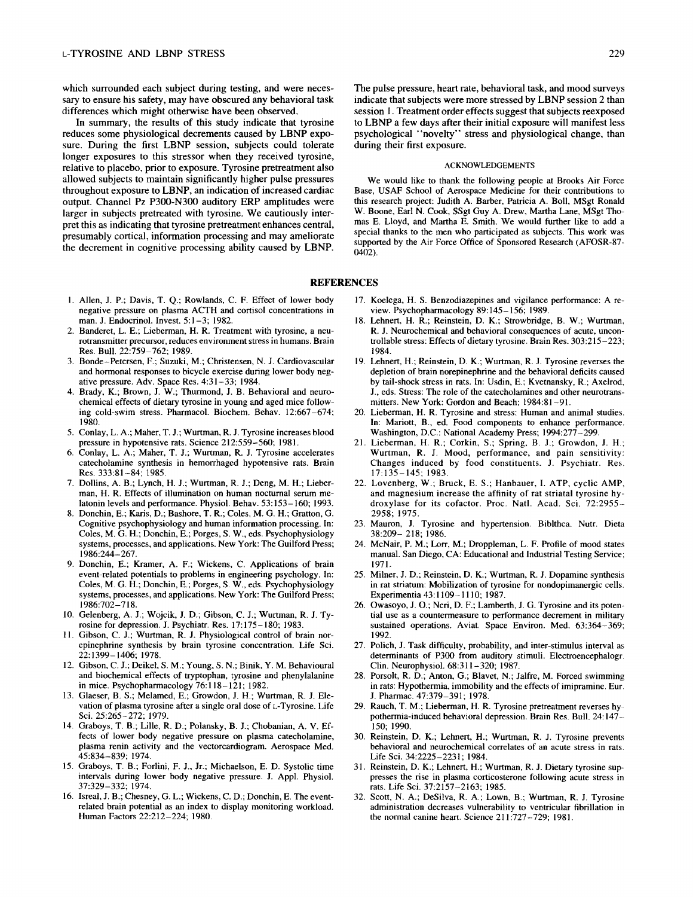which surrounded each subject during testing, and were necessary to ensure his safety, may have obscured any behavioral task differences which might otherwise have been observed.

In summary, the results of this study indicate that tyrosine reduces some physiological decrements caused by LBNP exposure. During the first LBNP session, subjects could tolerate longer exposures to this stressor when they received tyrosine, relative to placebo, prior to exposure. Tyrosine pretreatment also allowed subjects to maintain significantly higher pulse pressures throughout exposure to LBNP, an indication of increased cardiac output. Channel Pz P300-N300 auditory ERP amplitudes were larger in subjects pretreated with tyrosine. We cautiously interpret this as indicating that tyrosine pretreatment enhances central, presumably cortical, information processing and may ameliorate the decrement in cognitive processing ability caused by LBNP. The pulse pressure, heart rate, behavioral task, and mood surveys indicate that subjects were more stressed by LBNP session 2 than session 1. Treatment order effects suggest that subjects reexposed to LBNP a few days after their initial exposure will manifest less psychological "novelty" stress and physiological change, than during their first exposure.

## ACKNOWLEDGEMENTS

We would like to thank the following people at Brooks Air Force Base, USAF School of Aerospace Medicine for their contributions to this research project: Judith A. Barber, Patricia A. Boll, MSgt Ronald W. Boone, Earl N. Cook, SSgt Guy A. Drew, Martha Lane, MSgt Thomas E. Lloyd, and Martha E. Smith. We would further like to add a special thanks to the men who participated as subjects. This work was supported by the Air Force Office of Sponsored Research (AFOSR-87-0402).

## REFERENCES

1. Allen, J. P.; Davis, T. Q.; Rowlands, C. F. Effect of lower body negative pressure on plasma ACTH and cortisol concentrations in man. J. Endocrinol. Invest. 5:1–3; 1982.
2. Banderet, L. E.; Lieberman, H. R. Treatment with tyrosine, a neurotransmitter precursor, reduces environment stress in humans. Brain Res. Bull. 22:759–762; 1989.
3. Bonde–Petersen, F.; Suzuki, M.; Christensen, N. J. Cardiovascular and hormonal responses to bicycle exercise during lower body negative pressure. Adv. Space Res. 4:31–33; 1984.
4. Brady, K.; Brown, J. W.; Thurmond, J. B. Behavioral and neurochemical effects of dietary tyrosine in young and aged mice following cold-swim stress. Pharmacol. Biochem. Behav. 12:667–674; 1980.
5. Conlay, L. A.; Maher, T. J.; Wurtman, R. J. Tyrosine increases blood pressure in hypotensive rats. Science 212:559–560; 1981.
6. Conlay, L. A.; Maher, T. J.; Wurtman, R. J. Tyrosine accelerates catecholamine synthesis in hemorrhaged hypotensive rats. Brain Res. 333:81–84; 1985.
7. Dollins, A. B.; Lynch, H. J.; Wurtman, R. J.; Deng, M. H.; Lieberman, H. R. Effects of illumination on human nocturnal serum melatonin levels and performance. Physiol. Behav. 53:153–160; 1993.
8. Donchin, E.; Karis, D.; Bashore, T. R.; Coles, M. G. H.; Gratton, G. Cognitive psychophysiology and human information processing. In: Coles, M. G. H.; Donchin, E.; Porges, S. W., eds. Psychophysiology systems, processes, and applications. New York: The Guilford Press; 1986:244–267.
9. Donchin, E.; Kramer, A. F.; Wickens, C. Applications of brain event-related potentials to problems in engineering psychology. In: Coles, M. G. H.; Donchin, E.; Porges, S. W., eds. Psychophysiology systems, processes, and applications. New York: The Guilford Press; 1986:702–718.
10. Gelenberg, A. J.; Wojcik, J. D.; Gibson, C. J.; Wurtman, R. J. Tyrosine for depression. J. Psychiatr. Res. 17:175–180; 1983.
11. Gibson, C. J.; Wurtman, R. J. Physiological control of brain norepinephrine synthesis by brain tyrosine concentration. Life Sci. 22:1399–1406; 1978.
12. Gibson, C. J.; Deikel, S. M.; Young, S. N.; Binik, Y. M. Behavioural and biochemical effects of tryptophan, tyrosine and phenylalanine in mice. Psychopharmacology 76:118–121; 1982.
13. Glaeser, B. S.; Melamed, E.; Growdon, J. H.; Wurtman, R. J. Elevation of plasma tyrosine after a single oral dose of L-Tyrosine. Life Sci. 25:265–272; 1979.
14. Graboys, T. B.; Lille, R. D.; Polansky, B. J.; Chobanian, A. V. Effects of lower body negative pressure on plasma catecholamine, plasma renin activity and the vectorcardiogram. Aerospace Med. 45:834–839; 1974.
15. Graboys, T. B.; Forlini, F. J., Jr.; Michaelson, E. D. Systolic time intervals during lower body negative pressure. J. Appl. Physiol. 37:329–332; 1974.
16. Isreal, J. B.; Chesney, G. L.; Wickens, C. D.; Donchin, E. The event-related brain potential as an index to display monitoring workload. Human Factors 22:212–224; 1980.
17. Koelega, H. S. Benzodiazepines and vigilance performance: A review. Psychopharmacology 89:145–156; 1989.
18. Lehnert, H. R.; Reinstein, D. K.; Strowbridge, B. W.; Wurtman, R. J. Neurochemical and behavioral consequences of acute, uncontrollable stress: Effects of dietary tyrosine. Brain Res. 303:215–223; 1984.
19. Lehnert, H.; Reinstein, D. K.; Wurtman, R. J. Tyrosine reverses the depletion of brain norepinephrine and the behavioral deficits caused by tail-shock stress in rats. In: Usdin, E.; Kvetnansky, R.; Axelrod, J., eds. Stress: The role of the catecholamines and other neurotransmitters. New York: Gordon and Beach; 1984:81–91.
20. Lieberman, H. R. Tyrosine and stress: Human and animal studies. In: Mariott, B., ed. Food components to enhance performance. Washington, D.C.: National Academy Press; 1994:277–299.
21. Lieberman, H. R.; Corkin, S.; Spring, B. J.; Growdon, J. H.; Wurtman, R. J. Mood, performance, and pain sensitivity: Changes induced by food constituents. J. Psychiatr. Res. 17:135–145; 1983.
22. Lovenberg, W.; Bruck, E. S.; Hanbauer, I. ATP, cyclic AMP, and magnesium increase the affinity of rat striatal tyrosine hydroxylase for its cofactor. Proc. Natl. Acad. Sci. 72:2955–2958; 1975.
23. Mauron, J. Tyrosine and hypertension. Biblthca. Nutr. Dieta 38:209–218; 1986.
24. McNair, P. M.; Lorr, M.; Droppleman, L. F. Profile of mood states manual. San Diego, CA: Educational and Industrial Testing Service; 1971.
25. Milner, J. D.; Reinstein, D. K.; Wurtman, R. J. Dopamine synthesis in rat striatum: Mobilization of tyrosine for nondopimanergic cells. Experimentia 43:1109–1110; 1987.
26. Owasoyo, J. O.; Neri, D. F.; Lamberth, J. G. Tyrosine and its potential use as a countermeasure to performance decrement in military sustained operations. Aviat. Space Environ. Med. 63:364–369; 1992.
27. Polich, J. Task difficulty, probability, and inter-stimulus interval as determinants of P300 from auditory stimuli. Electroencephalogr. Clin. Neurophysiol. 68:311–320; 1987.
28. Porsolt, R. D.; Anton, G.; Blavet, N.; Jalfre, M. Forced swimming in rats: Hypothermia, immobility and the effects of imipramine. Eur. J. Pharmac. 47:379–391; 1978.
29. Rauch, T. M.; Lieberman, H. R. Tyrosine pretreatment reverses hypothermia-induced behavioral depression. Brain Res. Bull. 24:147–150; 1990.
30. Reinstein, D. K.; Lehnert, H.; Wurtman, R. J. Tyrosine prevents behavioral and neurochemical correlates of an acute stress in rats. Life Sci. 34:2225–2231; 1984.
31. Reinstein, D. K.; Lehnert, H.; Wurtman, R. J. Dietary tyrosine suppresses the rise in plasma corticosterone following acute stress in rats. Life Sci. 37:2157–2163; 1985.
32. Scott, N. A.; DeSilva, R. A.; Lown, B.; Wurtman, R. J. Tyrosine administration decreases vulnerability to ventricular fibrillation in the normal canine heart. Science 211:727–729; 1981.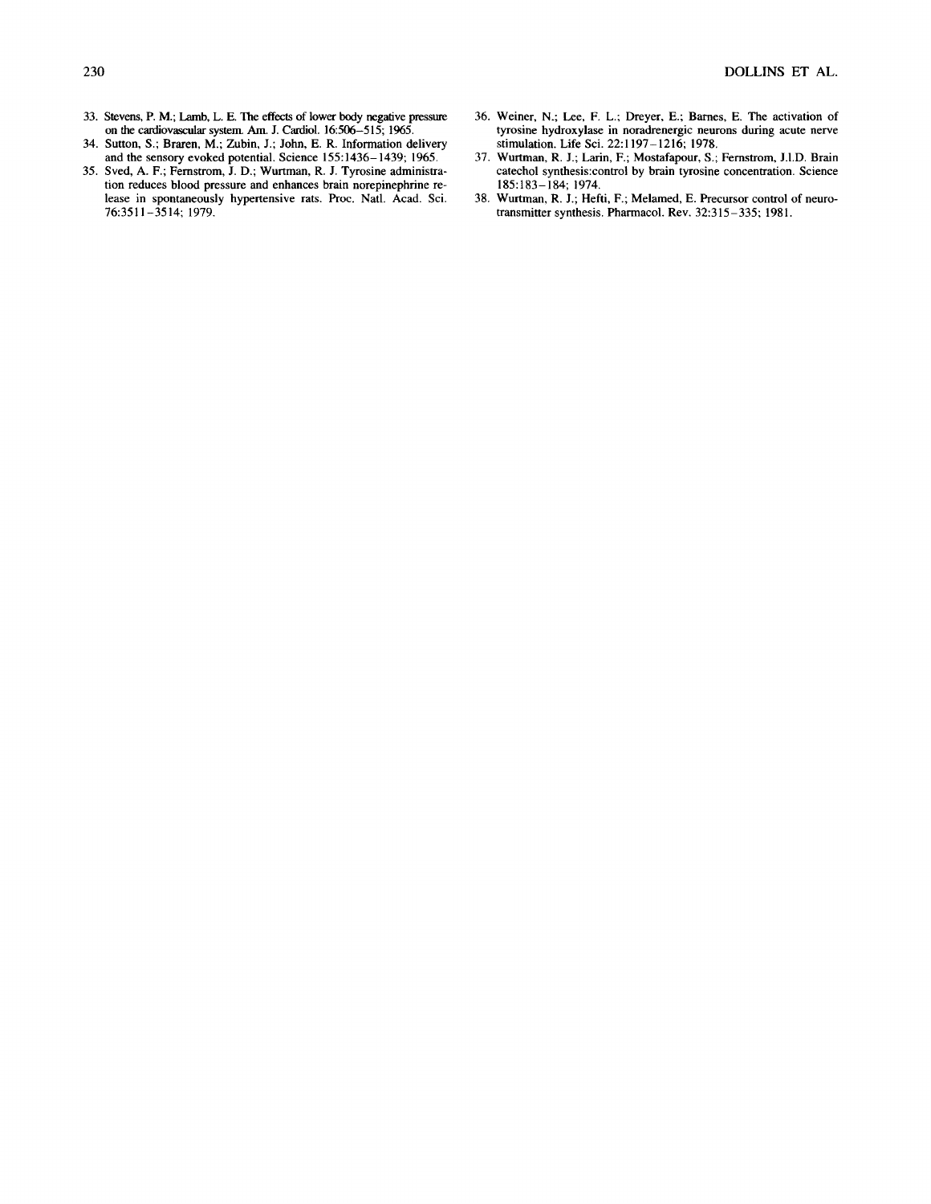33. Stevens, P. M.; Lamb, L. E. The effects of lower body negative pressure on the cardiovascular system. Am. J. Cardiol. 16:506–515; 1965.
34. Sutton, S.; Braren, M.; Zubin, J.; John, E. R. Information delivery and the sensory evoked potential. Science 155:1436–1439; 1965.
35. Sved, A. F.; Fernstrom, J. D.; Wurtman, R. J. Tyrosine administration reduces blood pressure and enhances brain norepinephrine release in spontaneously hypertensive rats. Proc. Natl. Acad. Sci. 76:3511–3514; 1979.
36. Weiner, N.; Lee, F. L.; Dreyer, E.; Barnes, E. The activation of tyrosine hydroxylase in noradrenergic neurons during acute nerve stimulation. Life Sci. 22:1197–1216; 1978.
37. Wurtman, R. J.; Larin, F.; Mostafapour, S.; Fernstrom, J.I.D. Brain catechol synthesis:control by brain tyrosine concentration. Science 185:183–184; 1974.
38. Wurtman, R. J.; Hefti, F.; Melamed, E. Precursor control of neurotransmitter synthesis. Pharmacol. Rev. 32:315–335; 1981.